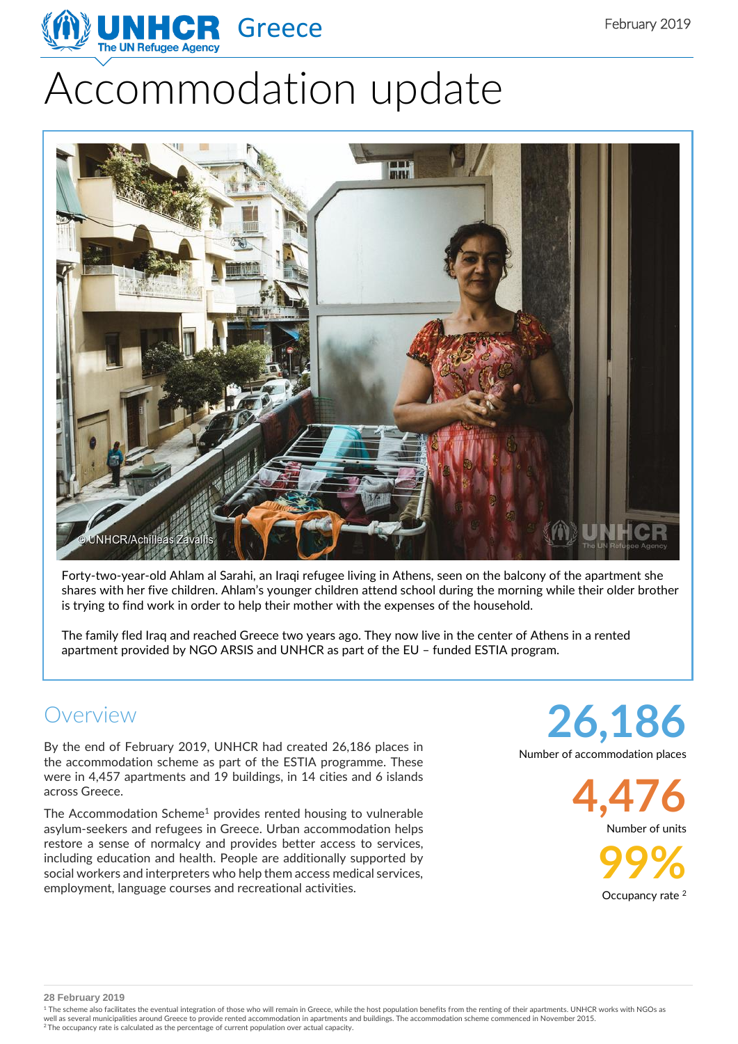# Accommodation update

February 2019

© UNHCR/Achilleas Zavallis

Forty-two-year-old Ahlam al Sarahi, an Iraqi refugee living in Athens, seen on the balcony of the apartment she shares with her five children. Ahlam's younger children attend school during the morning while their older brother is trying to find work in order to help their mother with the expenses of the household.

The family fled Iraq and reached Greece two years ago. They now live in the center of Athens in a rented apartment provided by NGO ARSIS and UNHCR as part of the EU – funded ESTIA program.

## Overview

By the end of February 2019, UNHCR had created 26,186 places in the accommodation scheme as part of the ESTIA programme. These were in 4,457 apartments and 19 buildings, in 14 cities and 6 islands across Greece.

The Accommodation Scheme[1] provides rented housing to vulnerable asylum-seekers and refugees in Greece. Urban accommodation helps restore a sense of normalcy and provides better access to services, including education and health. People are additionally supported by social workers and interpreters who help them access medical services, employment, language courses and recreational activities.

**26,186**
Number of accommodation places

**4,476**
Number of units

**99%**
Occupancy rate [2]

**28 February 2019**

[1] The scheme also facilitates the eventual integration of those who will remain in Greece, while the host population benefits from the renting of their apartments. UNHCR works with NGOs as well as several municipalities around Greece to provide rented accommodation in apartments and buildings. The accommodation scheme commenced in November 2015.
[2] The occupancy rate is calculated as the percentage of current population over actual capacity.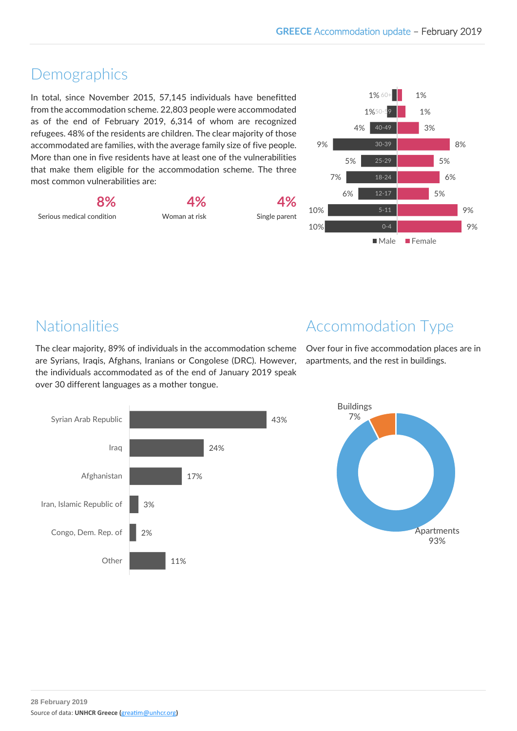## Demographics

In total, since November 2015, 57,145 individuals have benefitted from the accommodation scheme. 22,803 people were accommodated as of the end of February 2019, 6,314 of whom are recognized refugees. 48% of the residents are children. The clear majority of those accommodated are families, with the average family size of five people. More than one in five residents have at least one of the vulnerabilities that make them eligible for the accommodation scheme. The three most common vulnerabilities are:

| 8% | 4% | 4% |
|---|---|---|
| Serious medical condition | Woman at risk | Single parent |

| Age | Male | Female |
|---|---|---|
| 60+ | 1% | 1% |
| 50-59 | 1% | 1% |
| 40-49 | 4% | 3% |
| 30-39 | 9% | 8% |
| 25-29 | 5% | 5% |
| 18-24 | 7% | 6% |
| 12-17 | 6% | 5% |
| 5-11 | 10% | 9% |
| 0-4 | 10% | 9% |

## Nationalities

The clear majority, 89% of individuals in the accommodation scheme are Syrians, Iraqis, Afghans, Iranians or Congolese (DRC). However, the individuals accommodated as of the end of January 2019 speak over 30 different languages as a mother tongue.

| Nationality | % |
|---|---|
| Syrian Arab Republic | 43% |
| Iraq | 24% |
| Afghanistan | 17% |
| Iran, Islamic Republic of | 3% |
| Congo, Dem. Rep. of | 2% |
| Other | 11% |

## Accommodation Type

Over four in five accommodation places are in apartments, and the rest in buildings.

| Type | % |
|---|---|
| Buildings | 7% |
| Apartments | 93% |

**28 February 2019**

Source of data: **UNHCR Greece (**greatim@unhcr.org**)**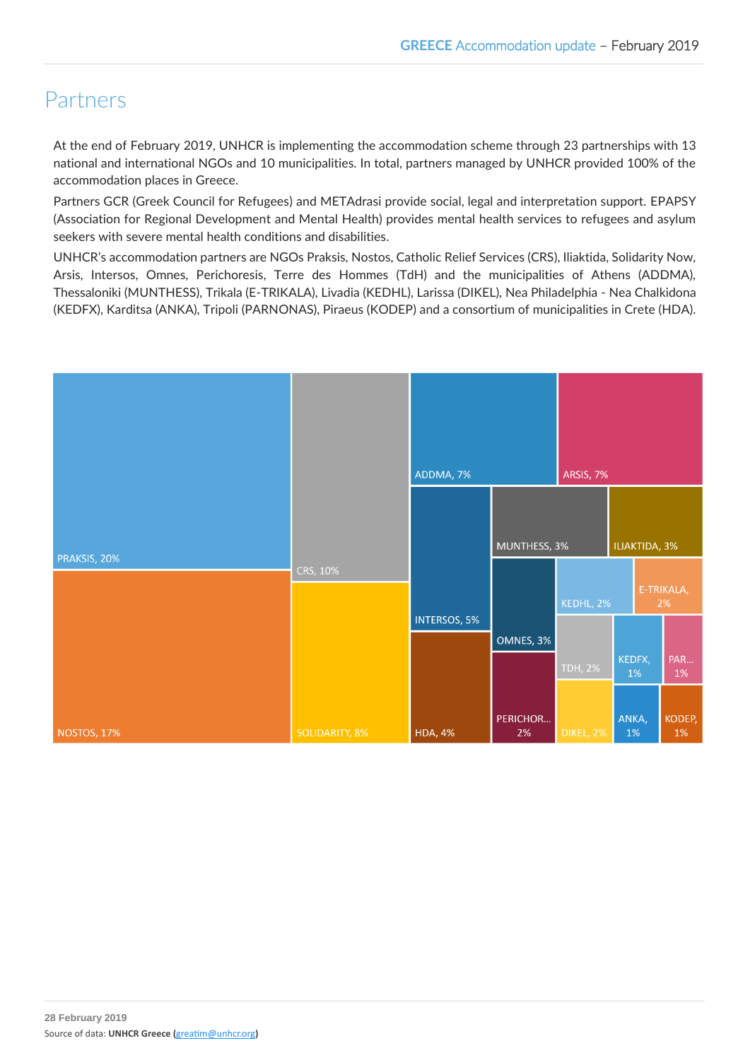## Partners

At the end of February 2019, UNHCR is implementing the accommodation scheme through 23 partnerships with 13 national and international NGOs and 10 municipalities. In total, partners managed by UNHCR provided 100% of the accommodation places in Greece.

Partners GCR (Greek Council for Refugees) and METAdrasi provide social, legal and interpretation support. EPAPSY (Association for Regional Development and Mental Health) provides mental health services to refugees and asylum seekers with severe mental health conditions and disabilities.

UNHCR's accommodation partners are NGOs Praksis, Nostos, Catholic Relief Services (CRS), Iliaktida, Solidarity Now, Arsis, Intersos, Omnes, Perichoresis, Terre des Hommes (TdH) and the municipalities of Athens (ADDMA), Thessaloniki (MUNTHESS), Trikala (E-TRIKALA), Livadia (KEDHL), Larissa (DIKEL), Nea Philadelphia - Nea Chalkidona (KEDFX), Karditsa (ANKA), Tripoli (PARNONAS), Piraeus (KODEP) and a consortium of municipalities in Crete (HDA).

PRAKSIS, 20%
NOSTOS, 17%
CRS, 10%
SOLIDARITY, 8%
ADDMA, 7%
ARSIS, 7%
INTERSOS, 5%
HDA, 4%
MUNTHESS, 3%
ILIAKTIDA, 3%
OMNES, 3%
PERICHOR... 2%
KEDHL, 2%
E-TRIKALA, 2%
TDH, 2%
DIKEL, 2%
KEDFX, 1%
PAR... 1%
ANKA, 1%
KODEP, 1%

**28 February 2019**

Source of data: **UNHCR Greece (**greatim@unhcr.org**)**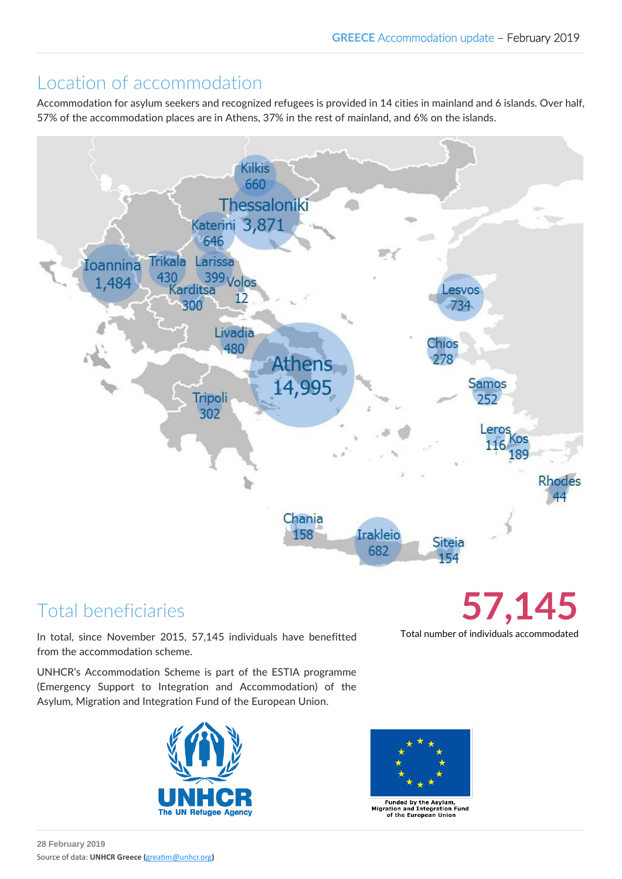## Location of accommodation

Accommodation for asylum seekers and recognized refugees is provided in 14 cities in mainland and 6 islands. Over half, 57% of the accommodation places are in Athens, 37% in the rest of mainland, and 6% on the islands.

Kilkis 660
Thessaloniki 3,871
Katerini 646
Ioannina 1,484
Trikala 430
Larissa 399
Volos 12
Karditsa 300
Livadia 480
Athens 14,995
Tripoli 302
Lesvos 734
Chios 278
Samos 252
Leros 116
Kos 189
Rhodes 44
Chania 158
Irakleio 682
Siteia 154

## Total beneficiaries

**57,145**

Total number of individuals accommodated

In total, since November 2015, 57,145 individuals have benefitted from the accommodation scheme.

UNHCR's Accommodation Scheme is part of the ESTIA programme (Emergency Support to Integration and Accommodation) of the Asylum, Migration and Integration Fund of the European Union.

UNHCR The UN Refugee Agency

Funded by the Asylum, Migration and Integration Fund of the European Union

**28 February 2019**

Source of data: **UNHCR Greece (**greatim@unhcr.org**)**